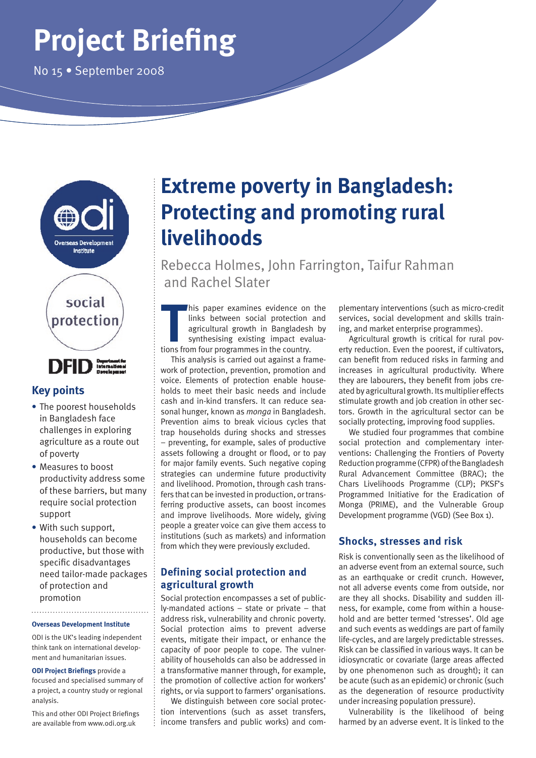# Project Briefing

No 15 • September 2008

## Key points

- The poorest households in Bangladesh face challenges in exploring agriculture as a route out of poverty
- Measures to boost productivity address some of these barriers, but many require social protection support
- With such support, households can become productive, but those with specific disadvantages need tailor-made packages of protection and promotion

**Overseas Development Institute**

ODI is the UK's leading independent think tank on international development and humanitarian issues.

**ODI Project Briefings** provide a focused and specialised summary of a project, a country study or regional analysis.

This and other ODI Project Briefings are available from www.odi.org.uk

# Extreme poverty in Bangladesh: Protecting and promoting rural livelihoods

Rebecca Holmes, John Farrington, Taifur Rahman and Rachel Slater

This paper examines evidence on the links between social protection and agricultural growth in Bangladesh by synthesising existing impact evaluations from four programmes in the country.

This analysis is carried out against a framework of protection, prevention, promotion and voice. Elements of protection enable households to meet their basic needs and include cash and in-kind transfers. It can reduce seasonal hunger, known as *monga* in Bangladesh. Prevention aims to break vicious cycles that trap households during shocks and stresses – preventing, for example, sales of productive assets following a drought or flood, or to pay for major family events. Such negative coping strategies can undermine future productivity and livelihood. Promotion, through cash transfers that can be invested in production, or transferring productive assets, can boost incomes and improve livelihoods. More widely, giving people a greater voice can give them access to institutions (such as markets) and information from which they were previously excluded.

## Defining social protection and agricultural growth

Social protection encompasses a set of publicly-mandated actions – state or private – that address risk, vulnerability and chronic poverty. Social protection aims to prevent adverse events, mitigate their impact, or enhance the capacity of poor people to cope. The vulnerability of households can also be addressed in a transformative manner through, for example, the promotion of collective action for workers' rights, or via support to farmers' organisations.

We distinguish between core social protection interventions (such as asset transfers, income transfers and public works) and complementary interventions (such as micro-credit services, social development and skills training, and market enterprise programmes).

Agricultural growth is critical for rural poverty reduction. Even the poorest, if cultivators, can benefit from reduced risks in farming and increases in agricultural productivity. Where they are labourers, they benefit from jobs created by agricultural growth. Its multiplier effects stimulate growth and job creation in other sectors. Growth in the agricultural sector can be socially protecting, improving food supplies.

We studied four programmes that combine social protection and complementary interventions: Challenging the Frontiers of Poverty Reduction programme (CFPR) of the Bangladesh Rural Advancement Committee (BRAC); the Chars Livelihoods Programme (CLP); PKSF's Programmed Initiative for the Eradication of Monga (PRIME), and the Vulnerable Group Development programme (VGD) (See Box 1).

## Shocks, stresses and risk

Risk is conventionally seen as the likelihood of an adverse event from an external source, such as an earthquake or credit crunch. However, not all adverse events come from outside, nor are they all shocks. Disability and sudden illness, for example, come from within a household and are better termed 'stresses'. Old age and such events as weddings are part of family life-cycles, and are largely predictable stresses. Risk can be classified in various ways. It can be idiosyncratic or covariate (large areas affected by one phenomenon such as drought); it can be acute (such as an epidemic) or chronic (such as the degeneration of resource productivity under increasing population pressure).

Vulnerability is the likelihood of being harmed by an adverse event. It is linked to the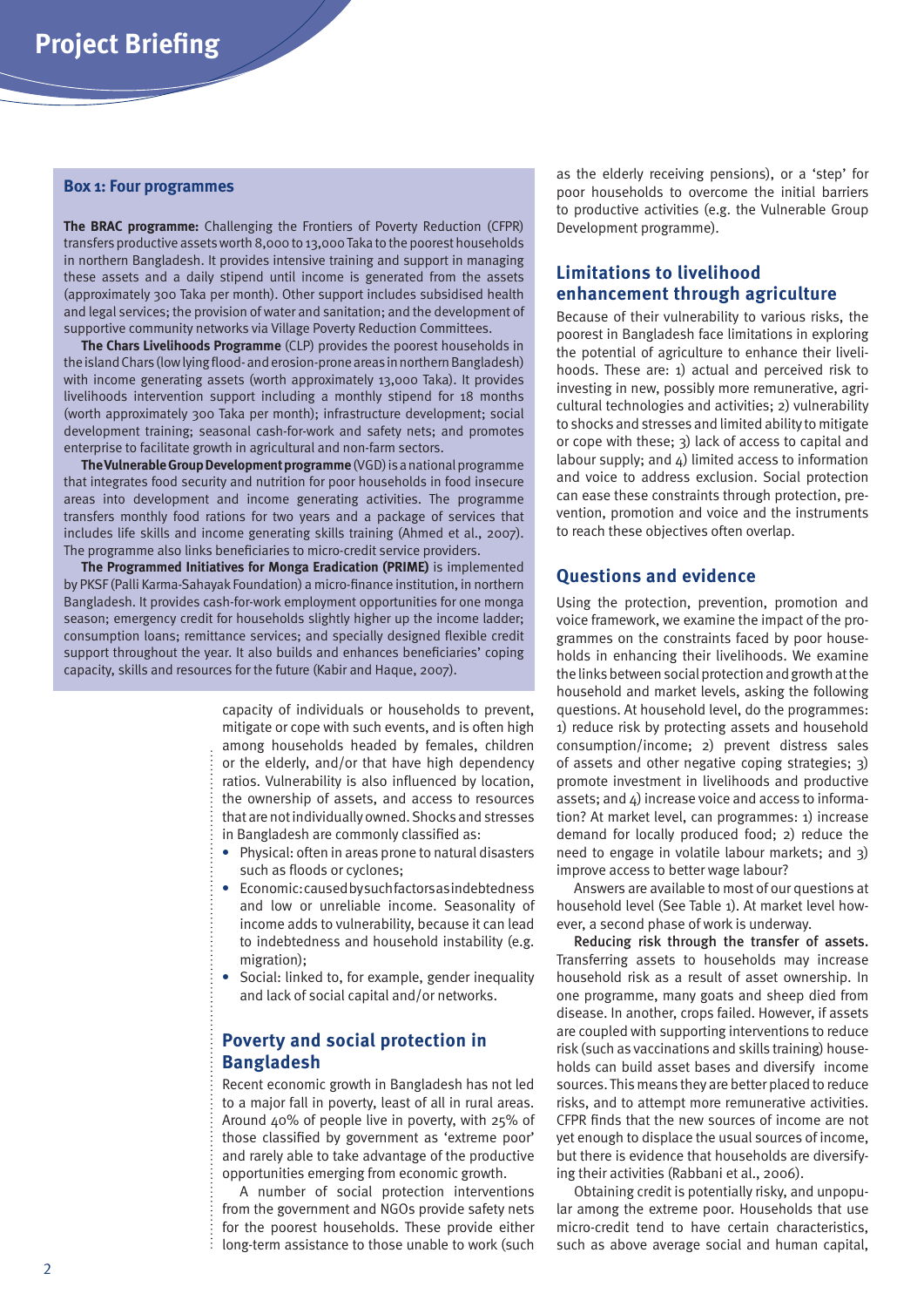### Box 1: Four programmes

**The BRAC programme:** Challenging the Frontiers of Poverty Reduction (CFPR) transfers productive assets worth 8,000 to 13,000 Taka to the poorest households in northern Bangladesh. It provides intensive training and support in managing these assets and a daily stipend until income is generated from the assets (approximately 300 Taka per month). Other support includes subsidised health and legal services; the provision of water and sanitation; and the development of supportive community networks via Village Poverty Reduction Committees.

**The Chars Livelihoods Programme** (CLP) provides the poorest households in the island Chars (low lying flood- and erosion-prone areas in northern Bangladesh) with income generating assets (worth approximately 13,000 Taka). It provides livelihoods intervention support including a monthly stipend for 18 months (worth approximately 300 Taka per month); infrastructure development; social development training; seasonal cash-for-work and safety nets; and promotes enterprise to facilitate growth in agricultural and non-farm sectors.

**The Vulnerable Group Development programme** (VGD) is a national programme that integrates food security and nutrition for poor households in food insecure areas into development and income generating activities. The programme transfers monthly food rations for two years and a package of services that includes life skills and income generating skills training (Ahmed et al., 2007). The programme also links beneficiaries to micro-credit service providers.

**The Programmed Initiatives for Monga Eradication (PRIME)** is implemented by PKSF (Palli Karma-Sahayak Foundation) a micro-finance institution, in northern Bangladesh. It provides cash-for-work employment opportunities for one monga season; emergency credit for households slightly higher up the income ladder; consumption loans; remittance services; and specially designed flexible credit support throughout the year. It also builds and enhances beneficiaries' coping capacity, skills and resources for the future (Kabir and Haque, 2007).

capacity of individuals or households to prevent, mitigate or cope with such events, and is often high among households headed by females, children or the elderly, and/or that have high dependency ratios. Vulnerability is also influenced by location, the ownership of assets, and access to resources that are not individually owned. Shocks and stresses in Bangladesh are commonly classified as:

- Physical: often in areas prone to natural disasters such as floods or cyclones;
- Economic: caused by such factors as indebtedness and low or unreliable income. Seasonality of income adds to vulnerability, because it can lead to indebtedness and household instability (e.g. migration);
- Social: linked to, for example, gender inequality and lack of social capital and/or networks.

## Poverty and social protection in Bangladesh

Recent economic growth in Bangladesh has not led to a major fall in poverty, least of all in rural areas. Around 40% of people live in poverty, with 25% of those classified by government as 'extreme poor' and rarely able to take advantage of the productive opportunities emerging from economic growth.

A number of social protection interventions from the government and NGOs provide safety nets for the poorest households. These provide either long-term assistance to those unable to work (such as the elderly receiving pensions), or a 'step' for poor households to overcome the initial barriers to productive activities (e.g. the Vulnerable Group Development programme).

## Limitations to livelihood enhancement through agriculture

Because of their vulnerability to various risks, the poorest in Bangladesh face limitations in exploring the potential of agriculture to enhance their livelihoods. These are: 1) actual and perceived risk to investing in new, possibly more remunerative, agricultural technologies and activities; 2) vulnerability to shocks and stresses and limited ability to mitigate or cope with these; 3) lack of access to capital and labour supply; and 4) limited access to information and voice to address exclusion. Social protection can ease these constraints through protection, prevention, promotion and voice and the instruments to reach these objectives often overlap.

## Questions and evidence

Using the protection, prevention, promotion and voice framework, we examine the impact of the programmes on the constraints faced by poor households in enhancing their livelihoods. We examine the links between social protection and growth at the household and market levels, asking the following questions. At household level, do the programmes: 1) reduce risk by protecting assets and household consumption/income; 2) prevent distress sales of assets and other negative coping strategies; 3) promote investment in livelihoods and productive assets; and 4) increase voice and access to information? At market level, can programmes: 1) increase demand for locally produced food; 2) reduce the need to engage in volatile labour markets; and 3) improve access to better wage labour?

Answers are available to most of our questions at household level (See Table 1). At market level however, a second phase of work is underway.

**Reducing risk through the transfer of assets.** Transferring assets to households may increase household risk as a result of asset ownership. In one programme, many goats and sheep died from disease. In another, crops failed. However, if assets are coupled with supporting interventions to reduce risk (such as vaccinations and skills training) households can build asset bases and diversify income sources. This means they are better placed to reduce risks, and to attempt more remunerative activities. CFPR finds that the new sources of income are not yet enough to displace the usual sources of income, but there is evidence that households are diversifying their activities (Rabbani et al., 2006).

Obtaining credit is potentially risky, and unpopular among the extreme poor. Households that use micro-credit tend to have certain characteristics, such as above average social and human capital,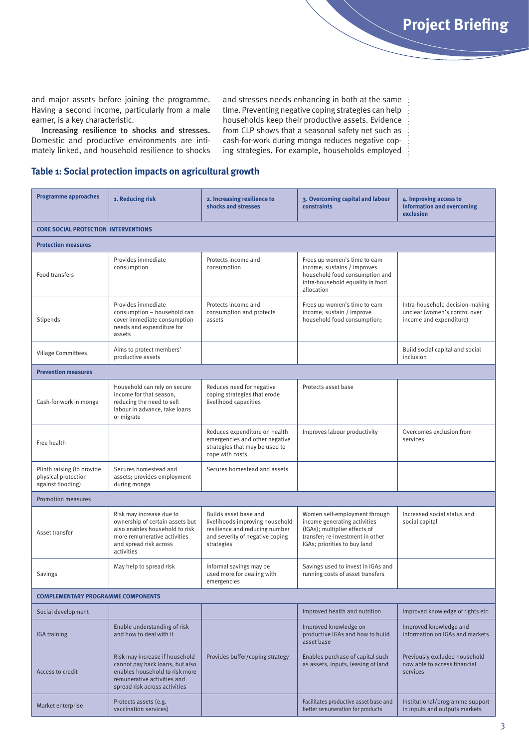and major assets before joining the programme. Having a second income, particularly from a male earner, is a key characteristic.

**Increasing resilience to shocks and stresses.** Domestic and productive environments are intimately linked, and household resilience to shocks and stresses needs enhancing in both at the same time. Preventing negative coping strategies can help households keep their productive assets. Evidence from CLP shows that a seasonal safety net such as cash-for-work during monga reduces negative coping strategies. For example, households employed

### Table 1: Social protection impacts on agricultural growth

| Programme approaches | 1. Reducing risk | 2. Increasing resilience to shocks and stresses | 3. Overcoming capital and labour constraints | 4. Improving access to information and overcoming exclusion |
|---|---|---|---|---|
| **CORE SOCIAL PROTECTION INTERVENTIONS** | | | | |
| **Protection measures** | | | | |
| Food transfers | Provides immediate consumption | Protects income and consumption | Frees up women's time to earn income; sustains / improves household food consumption and intra-household equality in food allocation | |
| Stipends | Provides immediate consumption – household can cover immediate consumption needs and expenditure for assets | Protects income and consumption and protects assets | Frees up women's time to earn income; sustain / improve household food consumption; | Intra-household decision-making unclear (women's control over income and expenditure) |
| Village Committees | Aims to protect members' productive assets | | | Build social capital and social inclusion |
| **Prevention measures** | | | | |
| Cash-for-work in monga | Household can rely on secure income for that season, reducing the need to sell labour in advance, take loans or migrate | Reduces need for negative coping strategies that erode livelihood capacities | Protects asset base | |
| Free health | | Reduces expenditure on health emergencies and other negative strategies that may be used to cope with costs | Improves labour productivity | Overcomes exclusion from services |
| Plinth raising (to provide physical protection against flooding) | Secures homestead and assets; provides employment during monga | Secures homestead and assets | | |
| Promotion measures | | | | |
| Asset transfer | Risk may increase due to ownership of certain assets but also enables household to risk more remunerative activities and spread risk across activities | Builds asset base and livelihoods improving household resilience and reducing number and severity of negative coping strategies | Women self-employment through income generating activities (IGAs); multiplier effects of transfer; re-investment in other IGAs; priorities to buy land | Increased social status and social capital |
| Savings | May help to spread risk | Informal savings may be used more for dealing with emergencies | Savings used to invest in IGAs and running costs of asset transfers | |
| **COMPLEMENTARY PROGRAMME COMPONENTS** | | | | |
| Social development | | | Improved health and nutrition | Improved knowledge of rights etc. |
| IGA training | Enable understanding of risk and how to deal with it | | Improved knowledge on productive IGAs and how to build asset base | Improved knowledge and information on IGAs and markets |
| Access to credit | Risk may increase if household cannot pay back loans, but also enables household to risk more remunerative activities and spread risk across activities | Provides buffer/coping strategy | Enables purchase of capital such as assets, inputs, leasing of land | Previously excluded household now able to access financial services |
| Market enterprise | Protects assets (e.g. vaccination services) | | Facilitates productive asset base and better remuneration for products | Institutional/programme support in inputs and outputs markets |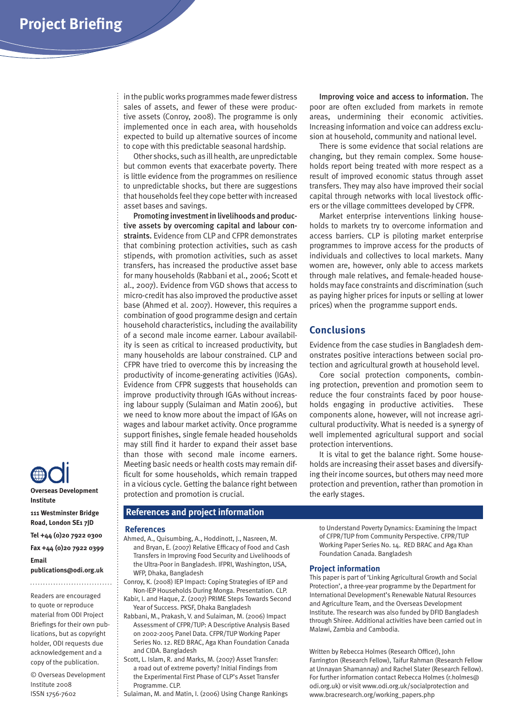in the public works programmes made fewer distress sales of assets, and fewer of these were productive assets (Conroy, 2008). The programme is only implemented once in each area, with households expected to build up alternative sources of income to cope with this predictable seasonal hardship.

Other shocks, such as ill health, are unpredictable but common events that exacerbate poverty. There is little evidence from the programmes on resilience to unpredictable shocks, but there are suggestions that households feel they cope better with increased asset bases and savings.

**Promoting investment in livelihoods and productive assets by overcoming capital and labour constraints.** Evidence from CLP and CFPR demonstrates that combining protection activities, such as cash stipends, with promotion activities, such as asset transfers, has increased the productive asset base for many households (Rabbani et al., 2006; Scott et al., 2007). Evidence from VGD shows that access to micro-credit has also improved the productive asset base (Ahmed et al. 2007). However, this requires a combination of good programme design and certain household characteristics, including the availability of a second male income earner. Labour availability is seen as critical to increased productivity, but many households are labour constrained. CLP and CFPR have tried to overcome this by increasing the productivity of income-generating activities (IGAs). Evidence from CFPR suggests that households can improve productivity through IGAs without increasing labour supply (Sulaiman and Matin 2006), but we need to know more about the impact of IGAs on wages and labour market activity. Once programme support finishes, single female headed households may still find it harder to expand their asset base than those with second male income earners. Meeting basic needs or health costs may remain difficult for some households, which remain trapped in a vicious cycle. Getting the balance right between protection and promotion is crucial.

**Improving voice and access to information.** The poor are often excluded from markets in remote areas, undermining their economic activities. Increasing information and voice can address exclusion at household, community and national level.

There is some evidence that social relations are changing, but they remain complex. Some households report being treated with more respect as a result of improved economic status through asset transfers. They may also have improved their social capital through networks with local livestock officers or the village committees developed by CFPR.

Market enterprise interventions linking households to markets try to overcome information and access barriers. CLP is piloting market enterprise programmes to improve access for the products of individuals and collectives to local markets. Many women are, however, only able to access markets through male relatives, and female-headed households may face constraints and discrimination (such as paying higher prices for inputs or selling at lower prices) when the programme support ends.

## Conclusions

Evidence from the case studies in Bangladesh demonstrates positive interactions between social protection and agricultural growth at household level.

Core social protection components, combining protection, prevention and promotion seem to reduce the four constraints faced by poor households engaging in productive activities. These components alone, however, will not increase agricultural productivity. What is needed is a synergy of well implemented agricultural support and social protection interventions.

It is vital to get the balance right. Some households are increasing their asset bases and diversifying their income sources, but others may need more protection and prevention, rather than promotion in the early stages.

## References and project information

### References

Ahmed, A., Quisumbing, A., Hoddinott, J., Nasreen, M. and Bryan, E. (2007) Relative Efficacy of Food and Cash Transfers in Improving Food Security and Livelihoods of the Ultra-Poor in Bangladesh. IFPRI, Washington, USA, WFP, Dhaka, Bangladesh

Conroy, K. (2008) IEP Impact: Coping Strategies of IEP and Non-IEP Households During Monga. Presentation. CLP.

Kabir, I. and Haque, Z. (2007) PRIME Steps Towards Second Year of Success. PKSF, Dhaka Bangladesh

Rabbani, M., Prakash, V. and Sulaiman, M. (2006) Impact Assessment of CFPR/TUP: A Descriptive Analysis Based on 2002-2005 Panel Data. CFPR/TUP Working Paper Series No. 12. RED BRAC, Aga Khan Foundation Canada and CIDA. Bangladesh

Scott, L. Islam, R. and Marks, M. (2007) Asset Transfer: a road out of extreme poverty? Initial Findings from the Experimental First Phase of CLP's Asset Transfer Programme. CLP.

Sulaiman, M. and Matin, I. (2006) Using Change Rankings to Understand Poverty Dynamics: Examining the Impact of CFPR/TUP from Community Perspective. CFPR/TUP Working Paper Series No. 14. RED BRAC and Aga Khan Foundation Canada. Bangladesh

### Project information

This paper is part of 'Linking Agricultural Growth and Social Protection', a three-year programme by the Department for International Development's Renewable Natural Resources and Agriculture Team, and the Overseas Development Institute. The research was also funded by DFID Bangladesh through Shiree. Additional activities have been carried out in Malawi, Zambia and Cambodia.

Written by Rebecca Holmes (Research Officer), John Farrington (Research Fellow), Taifur Rahman (Research Fellow at Unnayan Shamannay) and Rachel Slater (Research Fellow). For further information contact Rebecca Holmes (r.holmes@odi.org.uk) or visit www.odi.org.uk/socialprotection and www.bracresearch.org/working_papers.php

**Overseas Development Institute**

**111 Westminster Bridge Road, London SE1 7JD**

**Tel +44 (0)20 7922 0300**

**Fax +44 (0)20 7922 0399**

**Email publications@odi.org.uk**

Readers are encouraged to quote or reproduce material from ODI Project Briefings for their own publications, but as copyright holder, ODI requests due acknowledgement and a copy of the publication.

© Overseas Development Institute 2008
ISSN 1756-7602